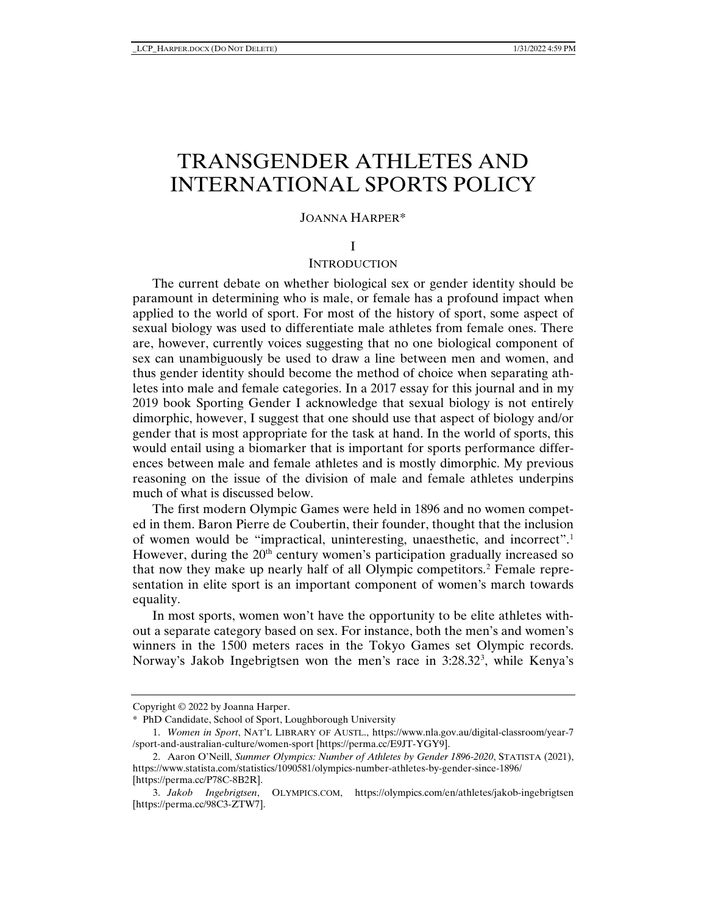# TRANSGENDER ATHLETES AND INTERNATIONAL SPORTS POLICY

JOANNA HARPER*

## I

## INTRODUCTION

The current debate on whether biological sex or gender identity should be paramount in determining who is male, or female has a profound impact when applied to the world of sport. For most of the history of sport, some aspect of sexual biology was used to differentiate male athletes from female ones. There are, however, currently voices suggesting that no one biological component of sex can unambiguously be used to draw a line between men and women, and thus gender identity should become the method of choice when separating athletes into male and female categories. In a 2017 essay for this journal and in my 2019 book Sporting Gender I acknowledge that sexual biology is not entirely dimorphic, however, I suggest that one should use that aspect of biology and/or gender that is most appropriate for the task at hand. In the world of sports, this would entail using a biomarker that is important for sports performance differences between male and female athletes and is mostly dimorphic. My previous reasoning on the issue of the division of male and female athletes underpins much of what is discussed below.

The first modern Olympic Games were held in 1896 and no women competed in them. Baron Pierre de Coubertin, their founder, thought that the inclusion of women would be "impractical, uninteresting, unaesthetic, and incorrect".[1] However, during the 20th century women's participation gradually increased so that now they make up nearly half of all Olympic competitors.[2] Female representation in elite sport is an important component of women's march towards equality.

In most sports, women won't have the opportunity to be elite athletes without a separate category based on sex. For instance, both the men's and women's winners in the 1500 meters races in the Tokyo Games set Olympic records. Norway's Jakob Ingebrigtsen won the men's race in 3:28.32[3], while Kenya's

---

Copyright © 2022 by Joanna Harper.

\* PhD Candidate, School of Sport, Loughborough University

1. *Women in Sport*, NAT'L LIBRARY OF AUSTL., https://www.nla.gov.au/digital-classroom/year-7/sport-and-australian-culture/women-sport [https://perma.cc/E9JT-YGY9].

2. Aaron O'Neill, *Summer Olympics: Number of Athletes by Gender 1896-2020*, STATISTA (2021), https://www.statista.com/statistics/1090581/olympics-number-athletes-by-gender-since-1896/ [https://perma.cc/P78C-8B2R].

3. *Jakob Ingebrigtsen*, OLYMPICS.COM, https://olympics.com/en/athletes/jakob-ingebrigtsen [https://perma.cc/98C3-ZTW7].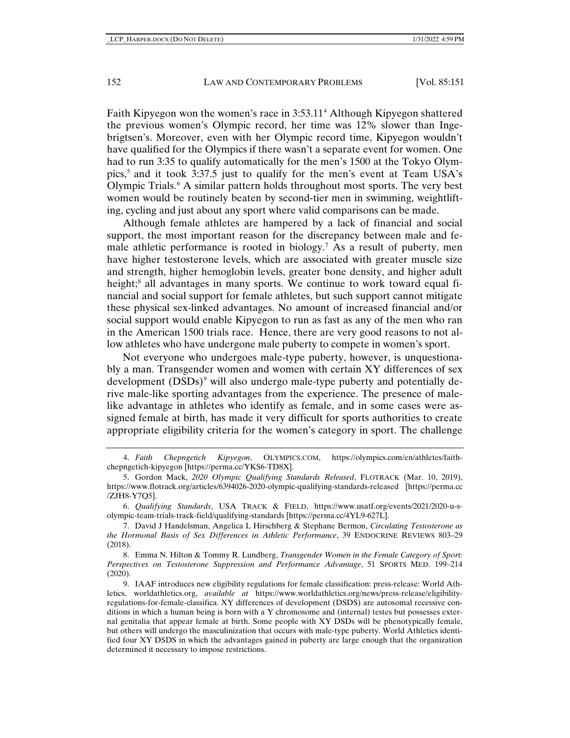Faith Kipyegon won the women's race in 3:53.11[4] Although Kipyegon shattered the previous women's Olympic record, her time was 12% slower than Ingebrigtsen's. Moreover, even with her Olympic record time, Kipyegon wouldn't have qualified for the Olympics if there wasn't a separate event for women. One had to run 3:35 to qualify automatically for the men's 1500 at the Tokyo Olympics,[5] and it took 3:37.5 just to qualify for the men's event at Team USA's Olympic Trials.[6] A similar pattern holds throughout most sports. The very best women would be routinely beaten by second-tier men in swimming, weightlifting, cycling and just about any sport where valid comparisons can be made.

Although female athletes are hampered by a lack of financial and social support, the most important reason for the discrepancy between male and female athletic performance is rooted in biology.[7] As a result of puberty, men have higher testosterone levels, which are associated with greater muscle size and strength, higher hemoglobin levels, greater bone density, and higher adult height;[8] all advantages in many sports. We continue to work toward equal financial and social support for female athletes, but such support cannot mitigate these physical sex-linked advantages. No amount of increased financial and/or social support would enable Kipyegon to run as fast as any of the men who ran in the American 1500 trials race. Hence, there are very good reasons to not allow athletes who have undergone male puberty to compete in women's sport.

Not everyone who undergoes male-type puberty, however, is unquestionably a man. Transgender women and women with certain XY differences of sex development (DSDs)[9] will also undergo male-type puberty and potentially derive male-like sporting advantages from the experience. The presence of male-like advantage in athletes who identify as female, and in some cases were assigned female at birth, has made it very difficult for sports authorities to create appropriate eligibility criteria for the women's category in sport. The challenge

4. *Faith Chepngetich Kipyegon*, OLYMPICS.COM, https://olympics.com/en/athletes/faith-chepngetich-kipyegon [https://perma.cc/YKS6-TD8X].

5. Gordon Mack, *2020 Olympic Qualifying Standards Released*, FLOTRACK (Mar. 10, 2019), https://www.flotrack.org/articles/6394026-2020-olympic-qualifying-standards-released [https://perma.cc/ZJH8-Y7Q5].

6. *Qualifying Standards*, USA TRACK & FIELD, https://www.usatf.org/events/2021/2020-u-s-olympic-team-trials-track-field/qualifying-standards [https://perma.cc/4YL9-627L].

7. David J Handelsman, Angelica L Hirschberg & Stephane Bermon, *Circulating Testosterone as the Hormonal Basis of Sex Differences in Athletic Performance*, 39 ENDOCRINE REVIEWS 803–29 (2018).

8. Emma N. Hilton & Tommy R. Lundberg, *Transgender Women in the Female Category of Sport: Perspectives on Testosterone Suppression and Performance Advantage*, 51 SPORTS MED. 199–214 (2020).

9. IAAF introduces new eligibility regulations for female classification: press-release: World Athletics, worldathletics.org, *available at* https://www.worldathletics.org/news/press-release/eligibility-regulations-for-female-classifica. XY differences of development (DSDS) are autosomal recessive conditions in which a human being is born with a Y chromosome and (internal) testes but possesses external genitalia that appear female at birth. Some people with XY DSDs will be phenotypically female, but others will undergo the masculinization that occurs with male-type puberty. World Athletics identified four XY DSDS in which the advantages gained in puberty are large enough that the organization determined it necessary to impose restrictions.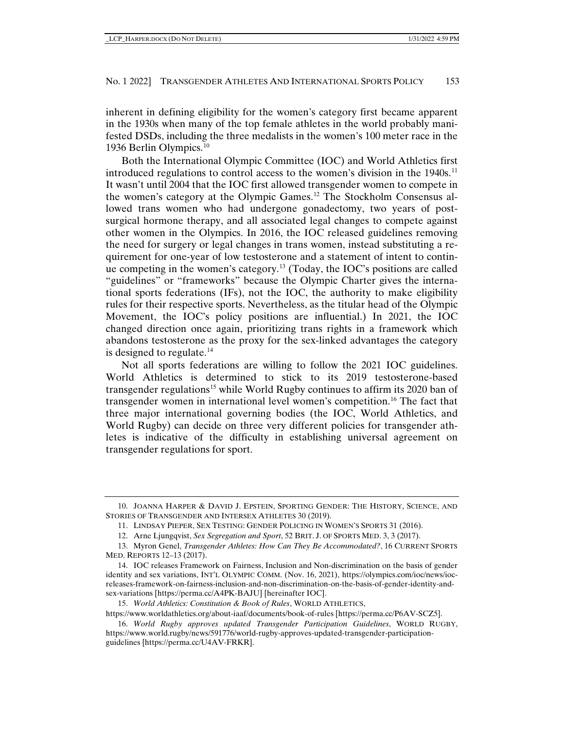inherent in defining eligibility for the women's category first became apparent in the 1930s when many of the top female athletes in the world probably manifested DSDs, including the three medalists in the women's 100 meter race in the 1936 Berlin Olympics.[10]

Both the International Olympic Committee (IOC) and World Athletics first introduced regulations to control access to the women's division in the 1940s.[11] It wasn't until 2004 that the IOC first allowed transgender women to compete in the women's category at the Olympic Games.[12] The Stockholm Consensus allowed trans women who had undergone gonadectomy, two years of post-surgical hormone therapy, and all associated legal changes to compete against other women in the Olympics. In 2016, the IOC released guidelines removing the need for surgery or legal changes in trans women, instead substituting a requirement for one-year of low testosterone and a statement of intent to continue competing in the women's category.[13] (Today, the IOC's positions are called "guidelines" or "frameworks" because the Olympic Charter gives the international sports federations (IFs), not the IOC, the authority to make eligibility rules for their respective sports. Nevertheless, as the titular head of the Olympic Movement, the IOC's policy positions are influential.) In 2021, the IOC changed direction once again, prioritizing trans rights in a framework which abandons testosterone as the proxy for the sex-linked advantages the category is designed to regulate.[14]

Not all sports federations are willing to follow the 2021 IOC guidelines. World Athletics is determined to stick to its 2019 testosterone-based transgender regulations[15] while World Rugby continues to affirm its 2020 ban of transgender women in international level women's competition.[16] The fact that three major international governing bodies (the IOC, World Athletics, and World Rugby) can decide on three very different policies for transgender athletes is indicative of the difficulty in establishing universal agreement on transgender regulations for sport.

---

10. JOANNA HARPER & DAVID J. EPSTEIN, SPORTING GENDER: THE HISTORY, SCIENCE, AND STORIES OF TRANSGENDER AND INTERSEX ATHLETES 30 (2019).

11. LINDSAY PIEPER, SEX TESTING: GENDER POLICING IN WOMEN'S SPORTS 31 (2016).

12. Arne Ljungqvist, *Sex Segregation and Sport*, 52 BRIT. J. OF SPORTS MED. 3, 3 (2017).

13. Myron Genel, *Transgender Athletes: How Can They Be Accommodated?*, 16 CURRENT SPORTS MED. REPORTS 12–13 (2017).

14. IOC releases Framework on Fairness, Inclusion and Non-discrimination on the basis of gender identity and sex variations, INT'L OLYMPIC COMM. (Nov. 16, 2021), https://olympics.com/ioc/news/ioc-releases-framework-on-fairness-inclusion-and-non-discrimination-on-the-basis-of-gender-identity-and-sex-variations [https://perma.cc/A4PK-BAJU] [hereinafter IOC].

15. *World Athletics: Constitution & Book of Rules*, WORLD ATHLETICS, https://www.worldathletics.org/about-iaaf/documents/book-of-rules [https://perma.cc/P6AV-SCZ5].

16. *World Rugby approves updated Transgender Participation Guidelines*, WORLD RUGBY, https://www.world.rugby/news/591776/world-rugby-approves-updated-transgender-participation-guidelines [https://perma.cc/U4AV-FRKR].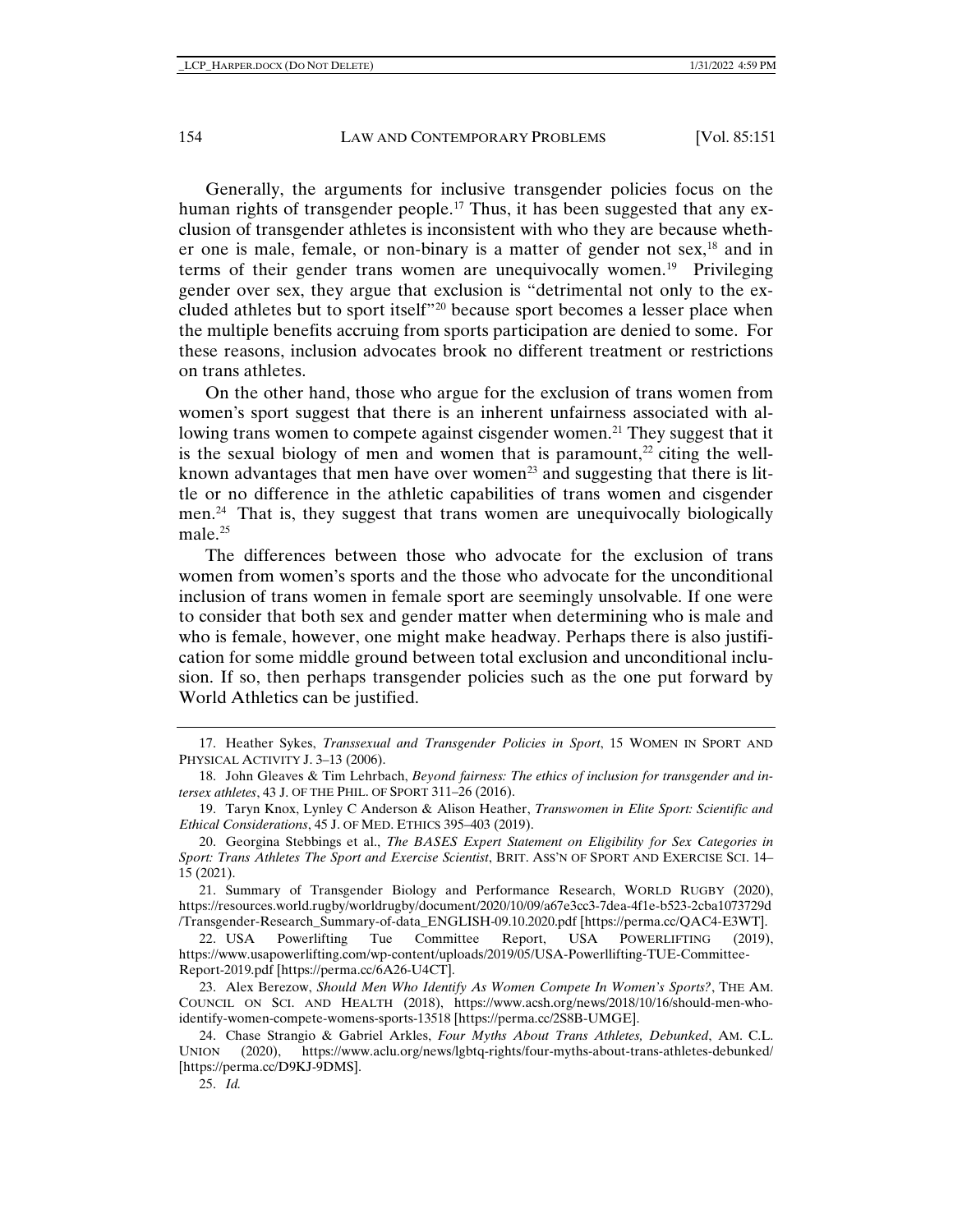Generally, the arguments for inclusive transgender policies focus on the human rights of transgender people.[17] Thus, it has been suggested that any exclusion of transgender athletes is inconsistent with who they are because whether one is male, female, or non-binary is a matter of gender not sex,[18] and in terms of their gender trans women are unequivocally women.[19] Privileging gender over sex, they argue that exclusion is "detrimental not only to the excluded athletes but to sport itself"[20] because sport becomes a lesser place when the multiple benefits accruing from sports participation are denied to some. For these reasons, inclusion advocates brook no different treatment or restrictions on trans athletes.

On the other hand, those who argue for the exclusion of trans women from women's sport suggest that there is an inherent unfairness associated with allowing trans women to compete against cisgender women.[21] They suggest that it is the sexual biology of men and women that is paramount,[22] citing the well-known advantages that men have over women[23] and suggesting that there is little or no difference in the athletic capabilities of trans women and cisgender men.[24] That is, they suggest that trans women are unequivocally biologically male.[25]

The differences between those who advocate for the exclusion of trans women from women's sports and the those who advocate for the unconditional inclusion of trans women in female sport are seemingly unsolvable. If one were to consider that both sex and gender matter when determining who is male and who is female, however, one might make headway. Perhaps there is also justification for some middle ground between total exclusion and unconditional inclusion. If so, then perhaps transgender policies such as the one put forward by World Athletics can be justified.

---

17. Heather Sykes, *Transsexual and Transgender Policies in Sport*, 15 WOMEN IN SPORT AND PHYSICAL ACTIVITY J. 3–13 (2006).

18. John Gleaves & Tim Lehrbach, *Beyond fairness: The ethics of inclusion for transgender and intersex athletes*, 43 J. OF THE PHIL. OF SPORT 311–26 (2016).

19. Taryn Knox, Lynley C Anderson & Alison Heather, *Transwomen in Elite Sport: Scientific and Ethical Considerations*, 45 J. OF MED. ETHICS 395–403 (2019).

20. Georgina Stebbings et al., *The BASES Expert Statement on Eligibility for Sex Categories in Sport: Trans Athletes The Sport and Exercise Scientist*, BRIT. ASS'N OF SPORT AND EXERCISE SCI. 14–15 (2021).

21. Summary of Transgender Biology and Performance Research, WORLD RUGBY (2020), https://resources.world.rugby/worldrugby/document/2020/10/09/a67e3cc3-7dea-4f1e-b523-2cba1073729d/Transgender-Research_Summary-of-data_ENGLISH-09.10.2020.pdf [https://perma.cc/QAC4-E3WT].

22. USA Powerlifting Tue Committee Report, USA POWERLIFTING (2019), https://www.usapowerlifting.com/wp-content/uploads/2019/05/USA-Powerllifting-TUE-Committee-Report-2019.pdf [https://perma.cc/6A26-U4CT].

23. Alex Berezow, *Should Men Who Identify As Women Compete In Women's Sports?*, THE AM. COUNCIL ON SCI. AND HEALTH (2018), https://www.acsh.org/news/2018/10/16/should-men-who-identify-women-compete-womens-sports-13518 [https://perma.cc/2S8B-UMGE].

24. Chase Strangio & Gabriel Arkles, *Four Myths About Trans Athletes, Debunked*, AM. C.L. UNION (2020), https://www.aclu.org/news/lgbtq-rights/four-myths-about-trans-athletes-debunked/ [https://perma.cc/D9KJ-9DMS].

25. *Id.*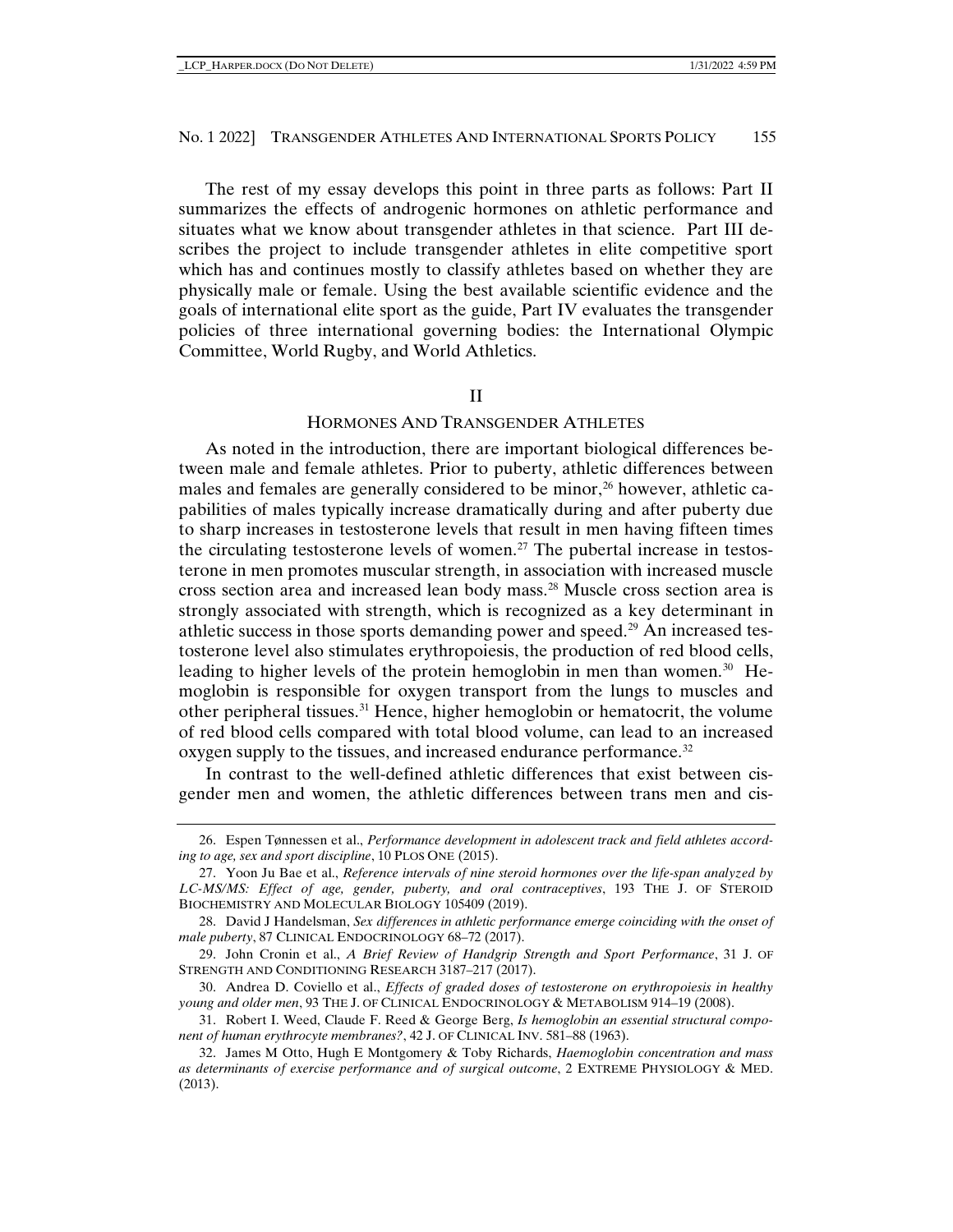The rest of my essay develops this point in three parts as follows: Part II summarizes the effects of androgenic hormones on athletic performance and situates what we know about transgender athletes in that science. Part III describes the project to include transgender athletes in elite competitive sport which has and continues mostly to classify athletes based on whether they are physically male or female. Using the best available scientific evidence and the goals of international elite sport as the guide, Part IV evaluates the transgender policies of three international governing bodies: the International Olympic Committee, World Rugby, and World Athletics.

## II

## HORMONES AND TRANSGENDER ATHLETES

As noted in the introduction, there are important biological differences between male and female athletes. Prior to puberty, athletic differences between males and females are generally considered to be minor,[26] however, athletic capabilities of males typically increase dramatically during and after puberty due to sharp increases in testosterone levels that result in men having fifteen times the circulating testosterone levels of women.[27] The pubertal increase in testosterone in men promotes muscular strength, in association with increased muscle cross section area and increased lean body mass.[28] Muscle cross section area is strongly associated with strength, which is recognized as a key determinant in athletic success in those sports demanding power and speed.[29] An increased testosterone level also stimulates erythropoiesis, the production of red blood cells, leading to higher levels of the protein hemoglobin in men than women.[30] Hemoglobin is responsible for oxygen transport from the lungs to muscles and other peripheral tissues.[31] Hence, higher hemoglobin or hematocrit, the volume of red blood cells compared with total blood volume, can lead to an increased oxygen supply to the tissues, and increased endurance performance.[32]

In contrast to the well-defined athletic differences that exist between cisgender men and women, the athletic differences between trans men and cis-

---

26. Espen Tønnessen et al., *Performance development in adolescent track and field athletes according to age, sex and sport discipline*, 10 PLOS ONE (2015).

27. Yoon Ju Bae et al., *Reference intervals of nine steroid hormones over the life-span analyzed by LC-MS/MS: Effect of age, gender, puberty, and oral contraceptives*, 193 THE J. OF STEROID BIOCHEMISTRY AND MOLECULAR BIOLOGY 105409 (2019).

28. David J Handelsman, *Sex differences in athletic performance emerge coinciding with the onset of male puberty*, 87 CLINICAL ENDOCRINOLOGY 68–72 (2017).

29. John Cronin et al., *A Brief Review of Handgrip Strength and Sport Performance*, 31 J. OF STRENGTH AND CONDITIONING RESEARCH 3187–217 (2017).

30. Andrea D. Coviello et al., *Effects of graded doses of testosterone on erythropoiesis in healthy young and older men*, 93 THE J. OF CLINICAL ENDOCRINOLOGY & METABOLISM 914–19 (2008).

31. Robert I. Weed, Claude F. Reed & George Berg, *Is hemoglobin an essential structural component of human erythrocyte membranes?*, 42 J. OF CLINICAL INV. 581–88 (1963).

32. James M Otto, Hugh E Montgomery & Toby Richards, *Haemoglobin concentration and mass as determinants of exercise performance and of surgical outcome*, 2 EXTREME PHYSIOLOGY & MED. (2013).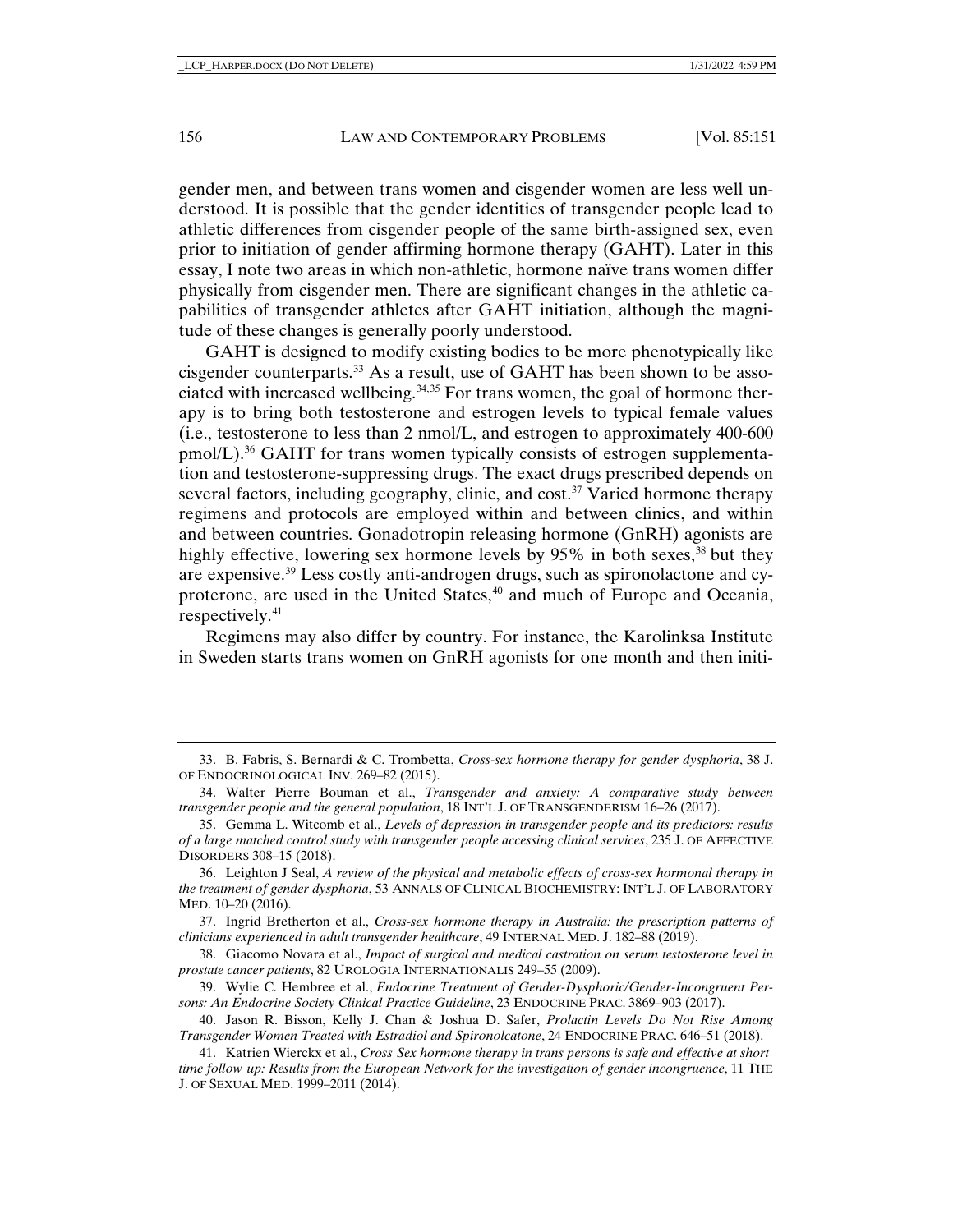gender men, and between trans women and cisgender women are less well understood. It is possible that the gender identities of transgender people lead to athletic differences from cisgender people of the same birth-assigned sex, even prior to initiation of gender affirming hormone therapy (GAHT). Later in this essay, I note two areas in which non-athletic, hormone naïve trans women differ physically from cisgender men. There are significant changes in the athletic capabilities of transgender athletes after GAHT initiation, although the magnitude of these changes is generally poorly understood.

GAHT is designed to modify existing bodies to be more phenotypically like cisgender counterparts.[33] As a result, use of GAHT has been shown to be associated with increased wellbeing.[34,35] For trans women, the goal of hormone therapy is to bring both testosterone and estrogen levels to typical female values (i.e., testosterone to less than 2 nmol/L, and estrogen to approximately 400-600 pmol/L).[36] GAHT for trans women typically consists of estrogen supplementation and testosterone-suppressing drugs. The exact drugs prescribed depends on several factors, including geography, clinic, and cost.[37] Varied hormone therapy regimens and protocols are employed within and between clinics, and within and between countries. Gonadotropin releasing hormone (GnRH) agonists are highly effective, lowering sex hormone levels by 95% in both sexes,[38] but they are expensive.[39] Less costly anti-androgen drugs, such as spironolactone and cyproterone, are used in the United States,[40] and much of Europe and Oceania, respectively.[41]

Regimens may also differ by country. For instance, the Karolinksa Institute in Sweden starts trans women on GnRH agonists for one month and then initi-

---

33. B. Fabris, S. Bernardi & C. Trombetta, *Cross-sex hormone therapy for gender dysphoria*, 38 J. OF ENDOCRINOLOGICAL INV. 269–82 (2015).

34. Walter Pierre Bouman et al., *Transgender and anxiety: A comparative study between transgender people and the general population*, 18 INT'L J. OF TRANSGENDERISM 16–26 (2017).

35. Gemma L. Witcomb et al., *Levels of depression in transgender people and its predictors: results of a large matched control study with transgender people accessing clinical services*, 235 J. OF AFFECTIVE DISORDERS 308–15 (2018).

36. Leighton J Seal, *A review of the physical and metabolic effects of cross-sex hormonal therapy in the treatment of gender dysphoria*, 53 ANNALS OF CLINICAL BIOCHEMISTRY: INT'L J. OF LABORATORY MED. 10–20 (2016).

37. Ingrid Bretherton et al., *Cross-sex hormone therapy in Australia: the prescription patterns of clinicians experienced in adult transgender healthcare*, 49 INTERNAL MED. J. 182–88 (2019).

38. Giacomo Novara et al., *Impact of surgical and medical castration on serum testosterone level in prostate cancer patients*, 82 UROLOGIA INTERNATIONALIS 249–55 (2009).

39. Wylie C. Hembree et al., *Endocrine Treatment of Gender-Dysphoric/Gender-Incongruent Persons: An Endocrine Society Clinical Practice Guideline*, 23 ENDOCRINE PRAC. 3869–903 (2017).

40. Jason R. Bisson, Kelly J. Chan & Joshua D. Safer, *Prolactin Levels Do Not Rise Among Transgender Women Treated with Estradiol and Spironolcatone*, 24 ENDOCRINE PRAC. 646–51 (2018).

41. Katrien Wierckx et al., *Cross Sex hormone therapy in trans persons is safe and effective at short time follow up: Results from the European Network for the investigation of gender incongruence*, 11 THE J. OF SEXUAL MED. 1999–2011 (2014).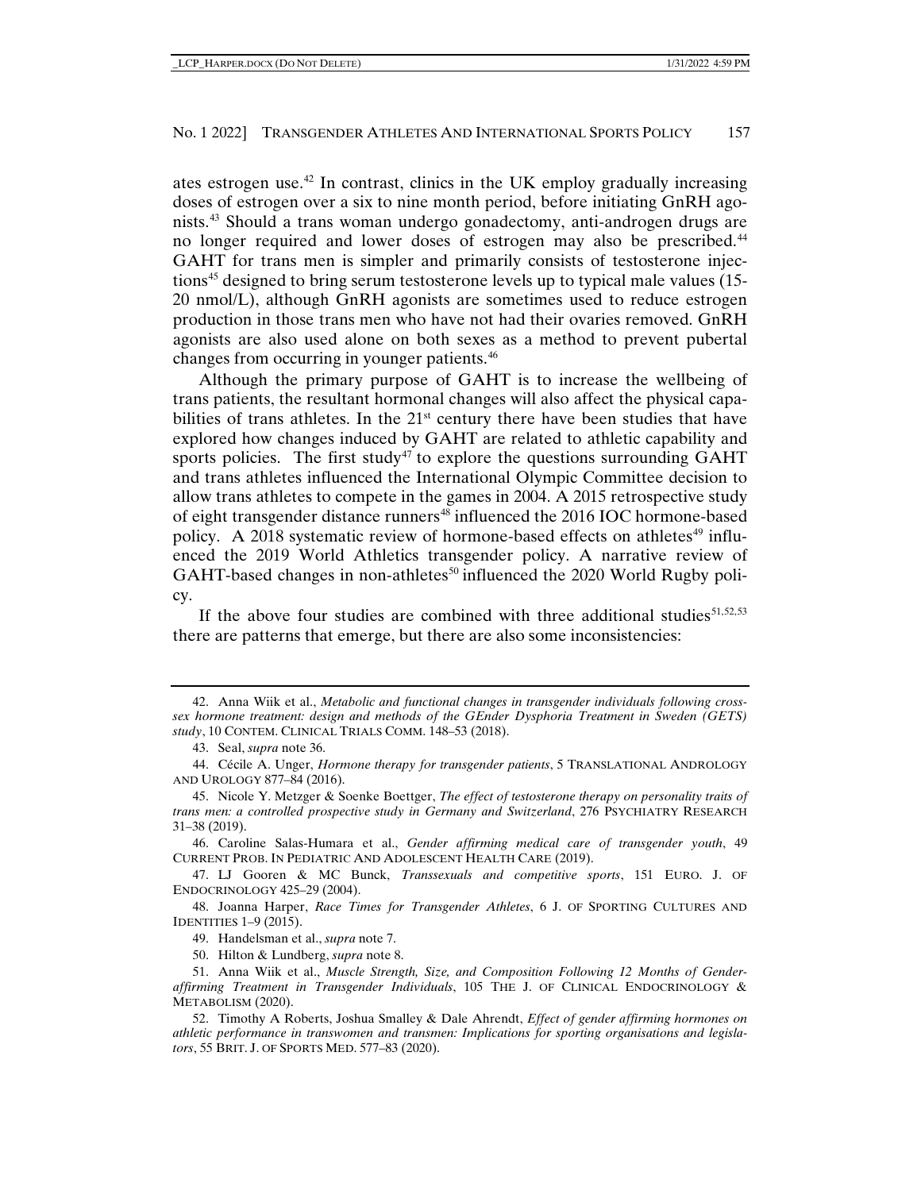ates estrogen use.[42] In contrast, clinics in the UK employ gradually increasing doses of estrogen over a six to nine month period, before initiating GnRH agonists.[43] Should a trans woman undergo gonadectomy, anti-androgen drugs are no longer required and lower doses of estrogen may also be prescribed.[44] GAHT for trans men is simpler and primarily consists of testosterone injections[45] designed to bring serum testosterone levels up to typical male values (15-20 nmol/L), although GnRH agonists are sometimes used to reduce estrogen production in those trans men who have not had their ovaries removed. GnRH agonists are also used alone on both sexes as a method to prevent pubertal changes from occurring in younger patients.[46]

Although the primary purpose of GAHT is to increase the wellbeing of trans patients, the resultant hormonal changes will also affect the physical capabilities of trans athletes. In the 21st century there have been studies that have explored how changes induced by GAHT are related to athletic capability and sports policies. The first study[47] to explore the questions surrounding GAHT and trans athletes influenced the International Olympic Committee decision to allow trans athletes to compete in the games in 2004. A 2015 retrospective study of eight transgender distance runners[48] influenced the 2016 IOC hormone-based policy. A 2018 systematic review of hormone-based effects on athletes[49] influenced the 2019 World Athletics transgender policy. A narrative review of GAHT-based changes in non-athletes[50] influenced the 2020 World Rugby policy.

If the above four studies are combined with three additional studies[51,52,53] there are patterns that emerge, but there are also some inconsistencies:

---

42. Anna Wiik et al., *Metabolic and functional changes in transgender individuals following cross-sex hormone treatment: design and methods of the GEnder Dysphoria Treatment in Sweden (GETS) study*, 10 CONTEM. CLINICAL TRIALS COMM. 148–53 (2018).

43. Seal, *supra* note 36.

44. Cécile A. Unger, *Hormone therapy for transgender patients*, 5 TRANSLATIONAL ANDROLOGY AND UROLOGY 877–84 (2016).

45. Nicole Y. Metzger & Soenke Boettger, *The effect of testosterone therapy on personality traits of trans men: a controlled prospective study in Germany and Switzerland*, 276 PSYCHIATRY RESEARCH 31–38 (2019).

46. Caroline Salas-Humara et al., *Gender affirming medical care of transgender youth*, 49 CURRENT PROB. IN PEDIATRIC AND ADOLESCENT HEALTH CARE (2019).

47. LJ Gooren & MC Bunck, *Transsexuals and competitive sports*, 151 EURO. J. OF ENDOCRINOLOGY 425–29 (2004).

48. Joanna Harper, *Race Times for Transgender Athletes*, 6 J. OF SPORTING CULTURES AND IDENTITIES 1–9 (2015).

49. Handelsman et al., *supra* note 7.

50. Hilton & Lundberg, *supra* note 8.

51. Anna Wiik et al., *Muscle Strength, Size, and Composition Following 12 Months of Gender-affirming Treatment in Transgender Individuals*, 105 THE J. OF CLINICAL ENDOCRINOLOGY & METABOLISM (2020).

52. Timothy A Roberts, Joshua Smalley & Dale Ahrendt, *Effect of gender affirming hormones on athletic performance in transwomen and transmen: Implications for sporting organisations and legislators*, 55 BRIT. J. OF SPORTS MED. 577–83 (2020).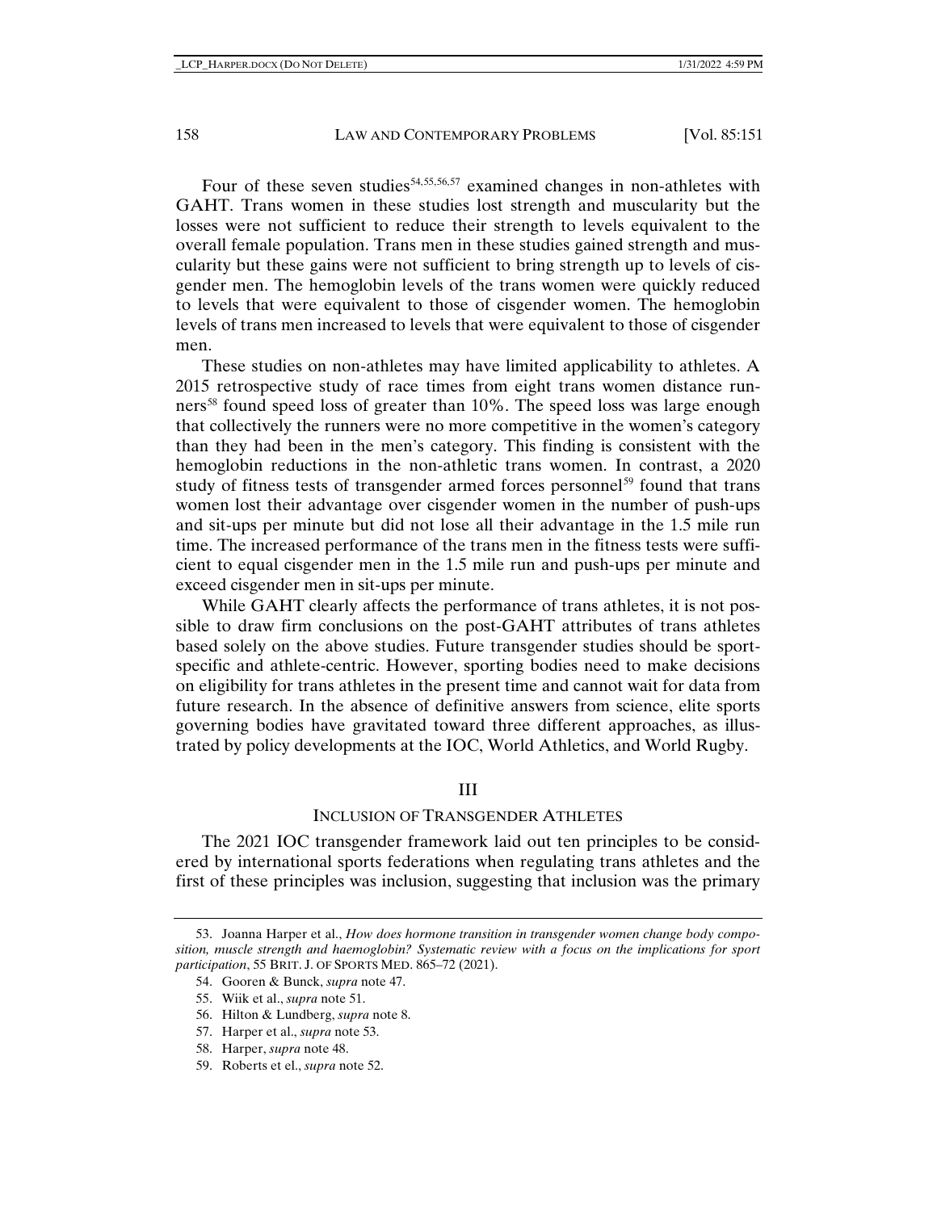Four of these seven studies[54,55,56,57] examined changes in non-athletes with GAHT. Trans women in these studies lost strength and muscularity but the losses were not sufficient to reduce their strength to levels equivalent to the overall female population. Trans men in these studies gained strength and muscularity but these gains were not sufficient to bring strength up to levels of cisgender men. The hemoglobin levels of the trans women were quickly reduced to levels that were equivalent to those of cisgender women. The hemoglobin levels of trans men increased to levels that were equivalent to those of cisgender men.

These studies on non-athletes may have limited applicability to athletes. A 2015 retrospective study of race times from eight trans women distance runners[58] found speed loss of greater than 10%. The speed loss was large enough that collectively the runners were no more competitive in the women's category than they had been in the men's category. This finding is consistent with the hemoglobin reductions in the non-athletic trans women. In contrast, a 2020 study of fitness tests of transgender armed forces personnel[59] found that trans women lost their advantage over cisgender women in the number of push-ups and sit-ups per minute but did not lose all their advantage in the 1.5 mile run time. The increased performance of the trans men in the fitness tests were sufficient to equal cisgender men in the 1.5 mile run and push-ups per minute and exceed cisgender men in sit-ups per minute.

While GAHT clearly affects the performance of trans athletes, it is not possible to draw firm conclusions on the post-GAHT attributes of trans athletes based solely on the above studies. Future transgender studies should be sport-specific and athlete-centric. However, sporting bodies need to make decisions on eligibility for trans athletes in the present time and cannot wait for data from future research. In the absence of definitive answers from science, elite sports governing bodies have gravitated toward three different approaches, as illustrated by policy developments at the IOC, World Athletics, and World Rugby.

## III

## INCLUSION OF TRANSGENDER ATHLETES

The 2021 IOC transgender framework laid out ten principles to be considered by international sports federations when regulating trans athletes and the first of these principles was inclusion, suggesting that inclusion was the primary

---

53. Joanna Harper et al., *How does hormone transition in transgender women change body composition, muscle strength and haemoglobin? Systematic review with a focus on the implications for sport participation*, 55 BRIT. J. OF SPORTS MED. 865–72 (2021).

54. Gooren & Bunck, *supra* note 47.

55. Wiik et al., *supra* note 51.

56. Hilton & Lundberg, *supra* note 8.

57. Harper et al., *supra* note 53.

58. Harper, *supra* note 48.

59. Roberts et el., *supra* note 52.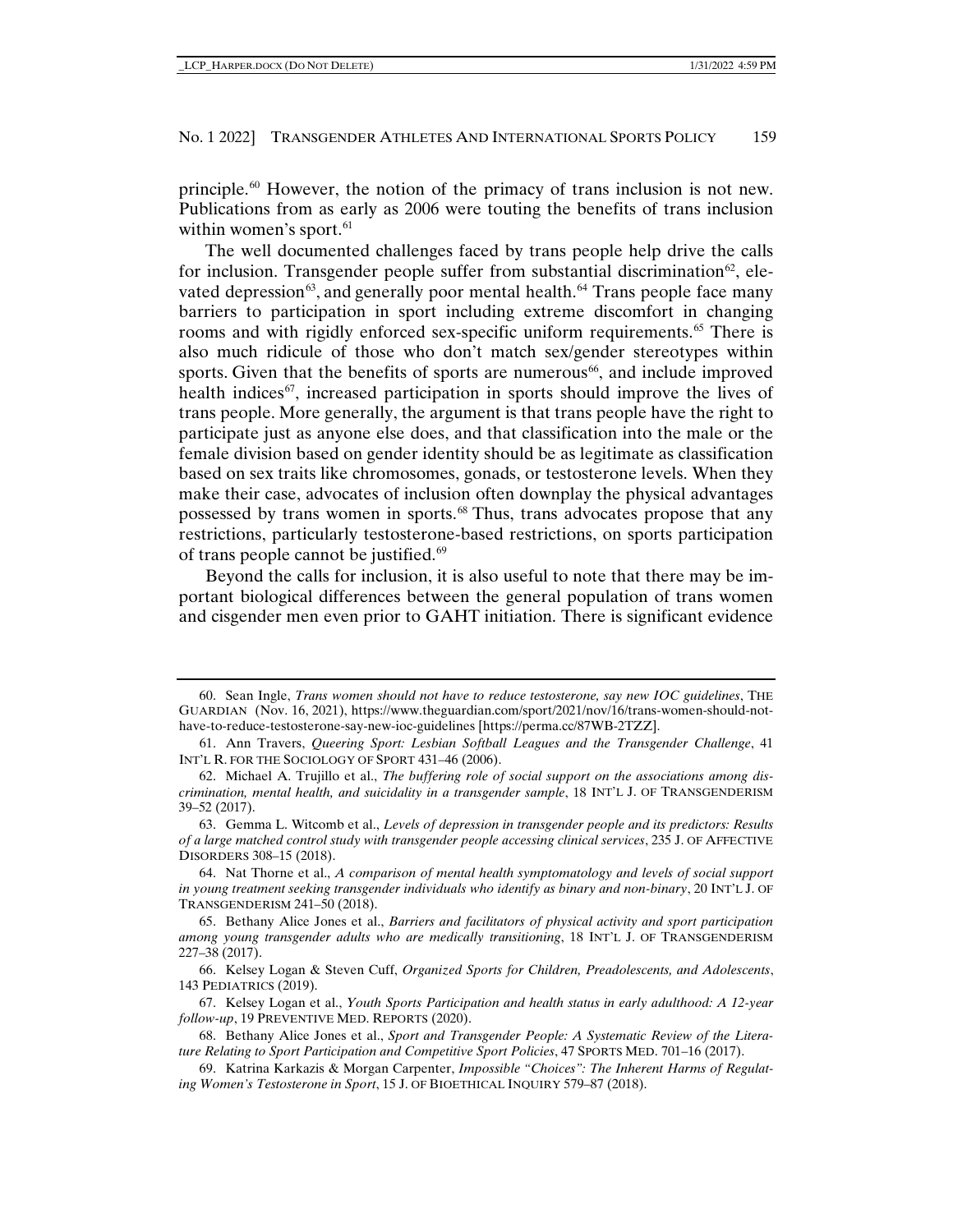principle.[60] However, the notion of the primacy of trans inclusion is not new. Publications from as early as 2006 were touting the benefits of trans inclusion within women's sport.[61]

The well documented challenges faced by trans people help drive the calls for inclusion. Transgender people suffer from substantial discrimination[62], elevated depression[63], and generally poor mental health.[64] Trans people face many barriers to participation in sport including extreme discomfort in changing rooms and with rigidly enforced sex-specific uniform requirements.[65] There is also much ridicule of those who don't match sex/gender stereotypes within sports. Given that the benefits of sports are numerous[66], and include improved health indices[67], increased participation in sports should improve the lives of trans people. More generally, the argument is that trans people have the right to participate just as anyone else does, and that classification into the male or the female division based on gender identity should be as legitimate as classification based on sex traits like chromosomes, gonads, or testosterone levels. When they make their case, advocates of inclusion often downplay the physical advantages possessed by trans women in sports.[68] Thus, trans advocates propose that any restrictions, particularly testosterone-based restrictions, on sports participation of trans people cannot be justified.[69]

Beyond the calls for inclusion, it is also useful to note that there may be important biological differences between the general population of trans women and cisgender men even prior to GAHT initiation. There is significant evidence

---

60. Sean Ingle, *Trans women should not have to reduce testosterone, say new IOC guidelines*, THE GUARDIAN (Nov. 16, 2021), https://www.theguardian.com/sport/2021/nov/16/trans-women-should-not-have-to-reduce-testosterone-say-new-ioc-guidelines [https://perma.cc/87WB-2TZZ].

61. Ann Travers, *Queering Sport: Lesbian Softball Leagues and the Transgender Challenge*, 41 INT'L R. FOR THE SOCIOLOGY OF SPORT 431–46 (2006).

62. Michael A. Trujillo et al., *The buffering role of social support on the associations among discrimination, mental health, and suicidality in a transgender sample*, 18 INT'L J. OF TRANSGENDERISM 39–52 (2017).

63. Gemma L. Witcomb et al., *Levels of depression in transgender people and its predictors: Results of a large matched control study with transgender people accessing clinical services*, 235 J. OF AFFECTIVE DISORDERS 308–15 (2018).

64. Nat Thorne et al., *A comparison of mental health symptomatology and levels of social support in young treatment seeking transgender individuals who identify as binary and non-binary*, 20 INT'L J. OF TRANSGENDERISM 241–50 (2018).

65. Bethany Alice Jones et al., *Barriers and facilitators of physical activity and sport participation among young transgender adults who are medically transitioning*, 18 INT'L J. OF TRANSGENDERISM 227–38 (2017).

66. Kelsey Logan & Steven Cuff, *Organized Sports for Children, Preadolescents, and Adolescents*, 143 PEDIATRICS (2019).

67. Kelsey Logan et al., *Youth Sports Participation and health status in early adulthood: A 12-year follow-up*, 19 PREVENTIVE MED. REPORTS (2020).

68. Bethany Alice Jones et al., *Sport and Transgender People: A Systematic Review of the Literature Relating to Sport Participation and Competitive Sport Policies*, 47 SPORTS MED. 701–16 (2017).

69. Katrina Karkazis & Morgan Carpenter, *Impossible "Choices": The Inherent Harms of Regulating Women's Testosterone in Sport*, 15 J. OF BIOETHICAL INQUIRY 579–87 (2018).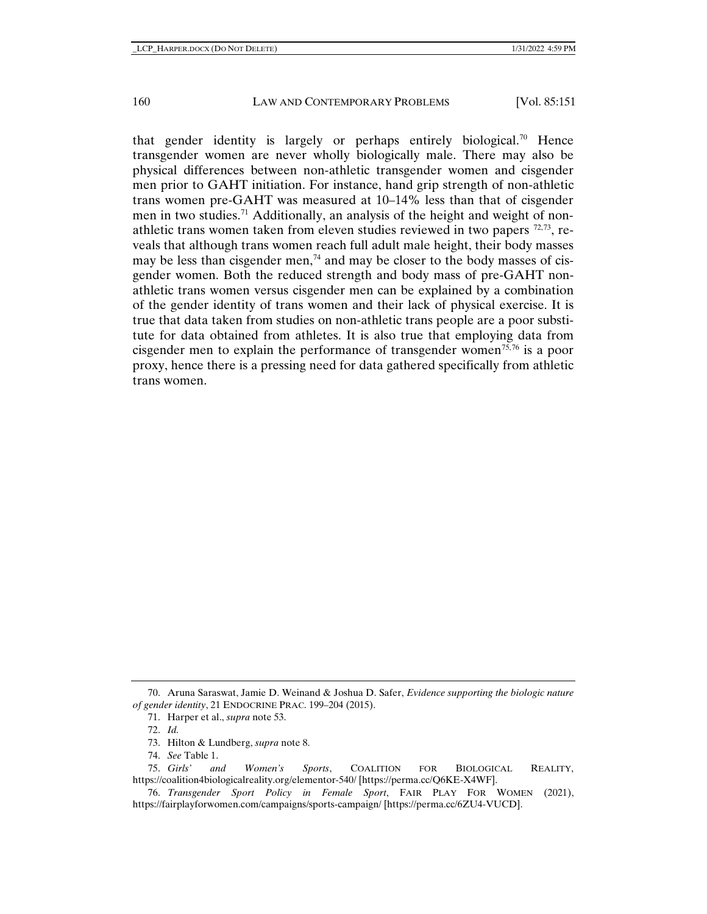that gender identity is largely or perhaps entirely biological.[70] Hence transgender women are never wholly biologically male. There may also be physical differences between non-athletic transgender women and cisgender men prior to GAHT initiation. For instance, hand grip strength of non-athletic trans women pre-GAHT was measured at 10–14% less than that of cisgender men in two studies.[71] Additionally, an analysis of the height and weight of non-athletic trans women taken from eleven studies reviewed in two papers [72,73], reveals that although trans women reach full adult male height, their body masses may be less than cisgender men,[74] and may be closer to the body masses of cisgender women. Both the reduced strength and body mass of pre-GAHT non-athletic trans women versus cisgender men can be explained by a combination of the gender identity of trans women and their lack of physical exercise. It is true that data taken from studies on non-athletic trans people are a poor substitute for data obtained from athletes. It is also true that employing data from cisgender men to explain the performance of transgender women[75,76] is a poor proxy, hence there is a pressing need for data gathered specifically from athletic trans women.

---

70. Aruna Saraswat, Jamie D. Weinand & Joshua D. Safer, *Evidence supporting the biologic nature of gender identity*, 21 ENDOCRINE PRAC. 199–204 (2015).

71. Harper et al., *supra* note 53.

72. *Id.*

73. Hilton & Lundberg, *supra* note 8.

74. *See* Table 1.

75. *Girls' and Women's Sports*, COALITION FOR BIOLOGICAL REALITY, https://coalition4biologicalreality.org/elementor-540/ [https://perma.cc/Q6KE-X4WF].

76. *Transgender Sport Policy in Female Sport*, FAIR PLAY FOR WOMEN (2021), https://fairplayforwomen.com/campaigns/sports-campaign/ [https://perma.cc/6ZU4-VUCD].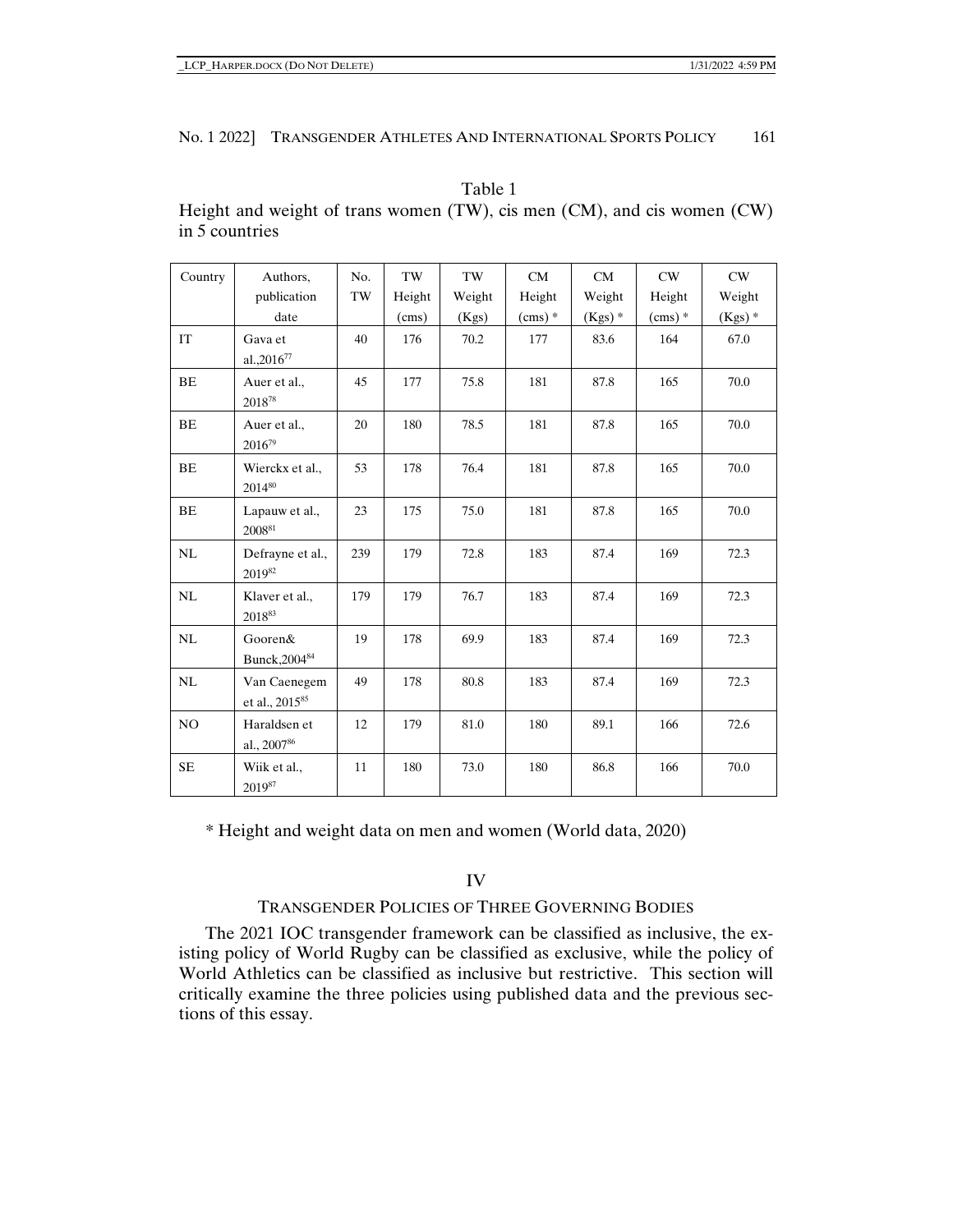Table 1

Height and weight of trans women (TW), cis men (CM), and cis women (CW) in 5 countries

| Country | Authors, publication date | No. TW | TW Height (cms) | TW Weight (Kgs) | CM Height (cms) * | CM Weight (Kgs) * | CW Height (cms) * | CW Weight (Kgs) * |
|---|---|---|---|---|---|---|---|---|
| IT | Gava et al.,2016[77] | 40 | 176 | 70.2 | 177 | 83.6 | 164 | 67.0 |
| BE | Auer et al., 2018[78] | 45 | 177 | 75.8 | 181 | 87.8 | 165 | 70.0 |
| BE | Auer et al., 2016[79] | 20 | 180 | 78.5 | 181 | 87.8 | 165 | 70.0 |
| BE | Wierckx et al., 2014[80] | 53 | 178 | 76.4 | 181 | 87.8 | 165 | 70.0 |
| BE | Lapauw et al., 2008[81] | 23 | 175 | 75.0 | 181 | 87.8 | 165 | 70.0 |
| NL | Defrayne et al., 2019[82] | 239 | 179 | 72.8 | 183 | 87.4 | 169 | 72.3 |
| NL | Klaver et al., 2018[83] | 179 | 179 | 76.7 | 183 | 87.4 | 169 | 72.3 |
| NL | Gooren& Bunck,2004[84] | 19 | 178 | 69.9 | 183 | 87.4 | 169 | 72.3 |
| NL | Van Caenegem et al., 2015[85] | 49 | 178 | 80.8 | 183 | 87.4 | 169 | 72.3 |
| NO | Haraldsen et al., 2007[86] | 12 | 179 | 81.0 | 180 | 89.1 | 166 | 72.6 |
| SE | Wiik et al., 2019[87] | 11 | 180 | 73.0 | 180 | 86.8 | 166 | 70.0 |

* Height and weight data on men and women (World data, 2020)

## IV

## TRANSGENDER POLICIES OF THREE GOVERNING BODIES

The 2021 IOC transgender framework can be classified as inclusive, the existing policy of World Rugby can be classified as exclusive, while the policy of World Athletics can be classified as inclusive but restrictive. This section will critically examine the three policies using published data and the previous sections of this essay.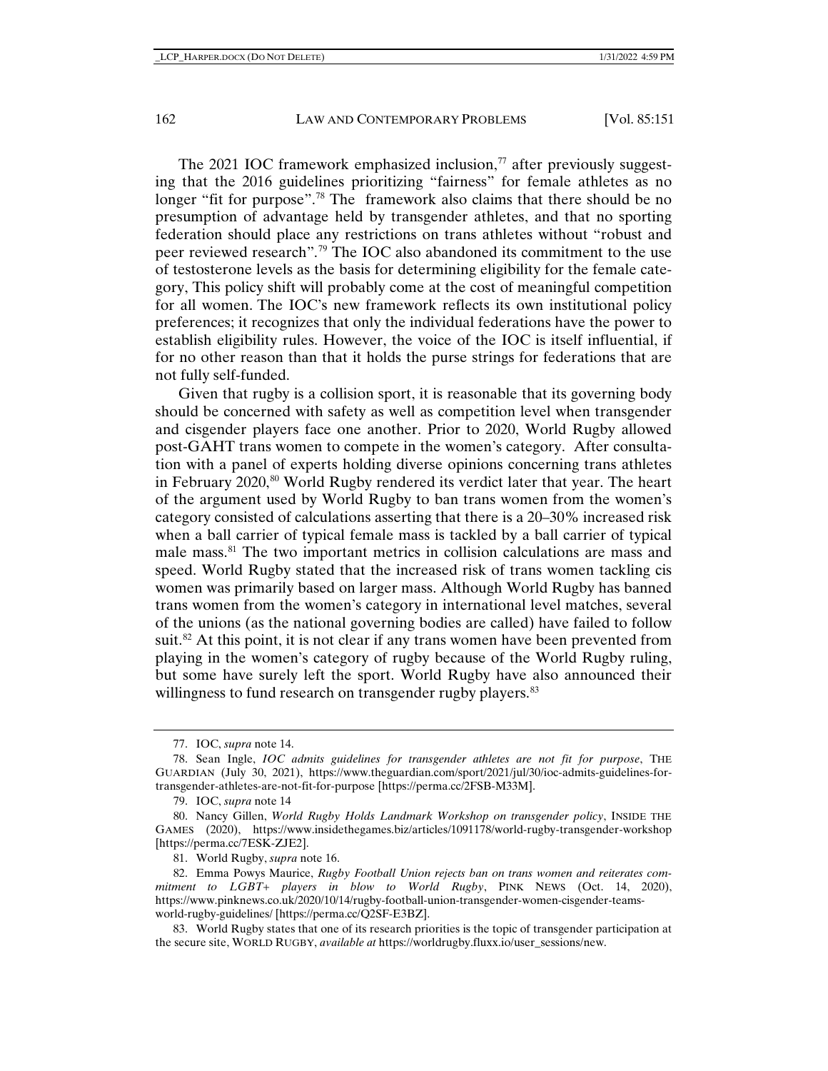The 2021 IOC framework emphasized inclusion,[77] after previously suggesting that the 2016 guidelines prioritizing "fairness" for female athletes as no longer "fit for purpose".[78] The framework also claims that there should be no presumption of advantage held by transgender athletes, and that no sporting federation should place any restrictions on trans athletes without "robust and peer reviewed research".[79] The IOC also abandoned its commitment to the use of testosterone levels as the basis for determining eligibility for the female category, This policy shift will probably come at the cost of meaningful competition for all women. The IOC's new framework reflects its own institutional policy preferences; it recognizes that only the individual federations have the power to establish eligibility rules. However, the voice of the IOC is itself influential, if for no other reason than that it holds the purse strings for federations that are not fully self-funded.

Given that rugby is a collision sport, it is reasonable that its governing body should be concerned with safety as well as competition level when transgender and cisgender players face one another. Prior to 2020, World Rugby allowed post-GAHT trans women to compete in the women's category. After consultation with a panel of experts holding diverse opinions concerning trans athletes in February 2020,[80] World Rugby rendered its verdict later that year. The heart of the argument used by World Rugby to ban trans women from the women's category consisted of calculations asserting that there is a 20–30% increased risk when a ball carrier of typical female mass is tackled by a ball carrier of typical male mass.[81] The two important metrics in collision calculations are mass and speed. World Rugby stated that the increased risk of trans women tackling cis women was primarily based on larger mass. Although World Rugby has banned trans women from the women's category in international level matches, several of the unions (as the national governing bodies are called) have failed to follow suit.[82] At this point, it is not clear if any trans women have been prevented from playing in the women's category of rugby because of the World Rugby ruling, but some have surely left the sport. World Rugby have also announced their willingness to fund research on transgender rugby players.[83]

---

77. IOC, *supra* note 14.

78. Sean Ingle, *IOC admits guidelines for transgender athletes are not fit for purpose*, THE GUARDIAN (July 30, 2021), https://www.theguardian.com/sport/2021/jul/30/ioc-admits-guidelines-for-transgender-athletes-are-not-fit-for-purpose [https://perma.cc/2FSB-M33M].

79. IOC, *supra* note 14

80. Nancy Gillen, *World Rugby Holds Landmark Workshop on transgender policy*, INSIDE THE GAMES (2020), https://www.insidethegames.biz/articles/1091178/world-rugby-transgender-workshop [https://perma.cc/7ESK-ZJE2].

81. World Rugby, *supra* note 16.

82. Emma Powys Maurice, *Rugby Football Union rejects ban on trans women and reiterates commitment to LGBT+ players in blow to World Rugby*, PINK NEWS (Oct. 14, 2020), https://www.pinknews.co.uk/2020/10/14/rugby-football-union-transgender-women-cisgender-teams-world-rugby-guidelines/ [https://perma.cc/Q2SF-E3BZ].

83. World Rugby states that one of its research priorities is the topic of transgender participation at the secure site, WORLD RUGBY, *available at* https://worldrugby.fluxx.io/user_sessions/new.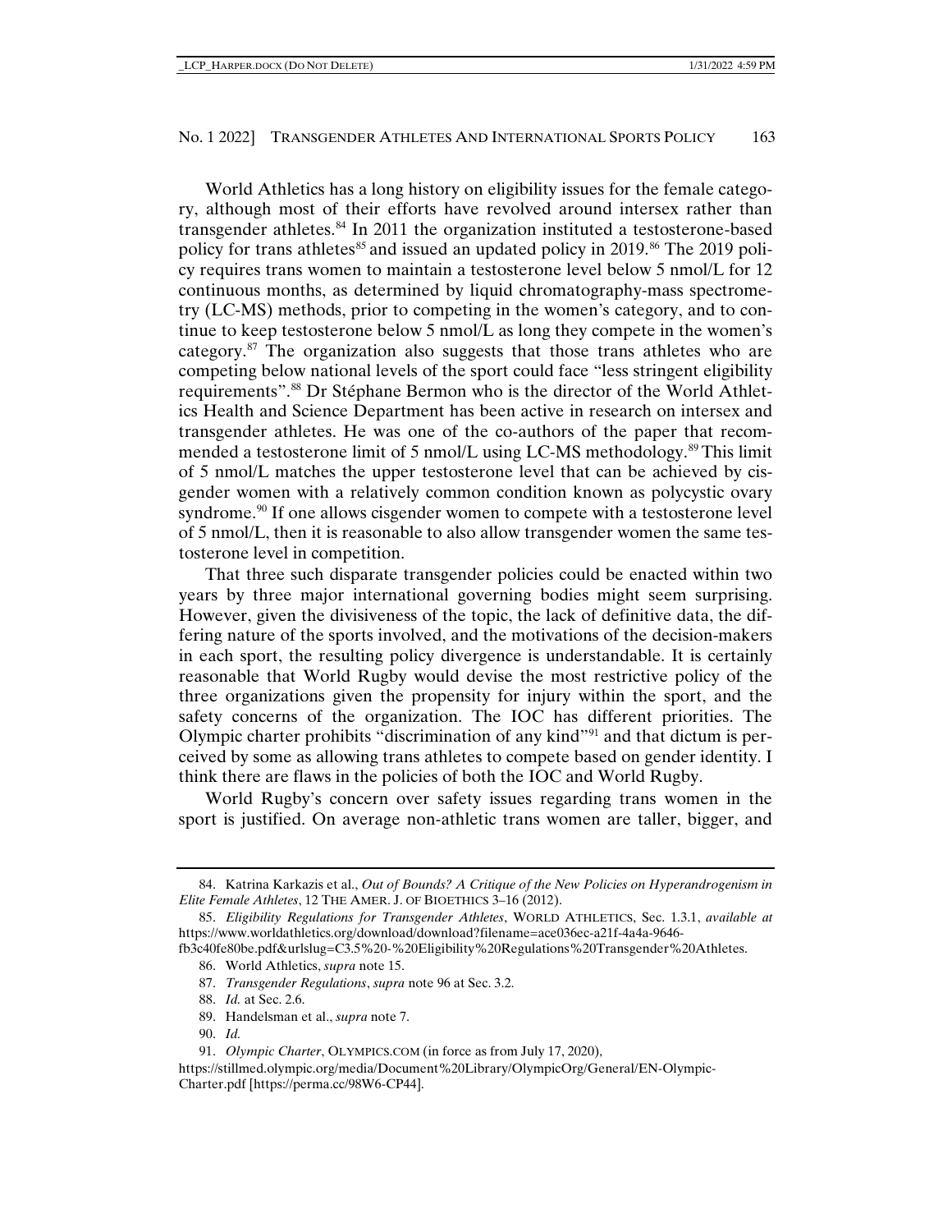World Athletics has a long history on eligibility issues for the female category, although most of their efforts have revolved around intersex rather than transgender athletes.[84] In 2011 the organization instituted a testosterone-based policy for trans athletes[85] and issued an updated policy in 2019.[86] The 2019 policy requires trans women to maintain a testosterone level below 5 nmol/L for 12 continuous months, as determined by liquid chromatography-mass spectrometry (LC-MS) methods, prior to competing in the women's category, and to continue to keep testosterone below 5 nmol/L as long they compete in the women's category.[87] The organization also suggests that those trans athletes who are competing below national levels of the sport could face "less stringent eligibility requirements".[88] Dr Stéphane Bermon who is the director of the World Athletics Health and Science Department has been active in research on intersex and transgender athletes. He was one of the co-authors of the paper that recommended a testosterone limit of 5 nmol/L using LC-MS methodology.[89] This limit of 5 nmol/L matches the upper testosterone level that can be achieved by cisgender women with a relatively common condition known as polycystic ovary syndrome.[90] If one allows cisgender women to compete with a testosterone level of 5 nmol/L, then it is reasonable to also allow transgender women the same testosterone level in competition.

That three such disparate transgender policies could be enacted within two years by three major international governing bodies might seem surprising. However, given the divisiveness of the topic, the lack of definitive data, the differing nature of the sports involved, and the motivations of the decision-makers in each sport, the resulting policy divergence is understandable. It is certainly reasonable that World Rugby would devise the most restrictive policy of the three organizations given the propensity for injury within the sport, and the safety concerns of the organization. The IOC has different priorities. The Olympic charter prohibits "discrimination of any kind"[91] and that dictum is perceived by some as allowing trans athletes to compete based on gender identity. I think there are flaws in the policies of both the IOC and World Rugby.

World Rugby's concern over safety issues regarding trans women in the sport is justified. On average non-athletic trans women are taller, bigger, and

---

84. Katrina Karkazis et al., *Out of Bounds? A Critique of the New Policies on Hyperandrogenism in Elite Female Athletes*, 12 THE AMER. J. OF BIOETHICS 3–16 (2012).

85. *Eligibility Regulations for Transgender Athletes*, WORLD ATHLETICS, Sec. 1.3.1, *available at* https://www.worldathletics.org/download/download?filename=ace036ec-a21f-4a4a-9646-fb3c40fe80be.pdf&urlslug=C3.5%20-%20Eligibility%20Regulations%20Transgender%20Athletes.

86. World Athletics, *supra* note 15.

87. *Transgender Regulations*, *supra* note 96 at Sec. 3.2.

88. *Id.* at Sec. 2.6.

89. Handelsman et al., *supra* note 7.

90. *Id.*

91. *Olympic Charter*, OLYMPICS.COM (in force as from July 17, 2020), https://stillmed.olympic.org/media/Document%20Library/OlympicOrg/General/EN-Olympic-Charter.pdf [https://perma.cc/98W6-CP44].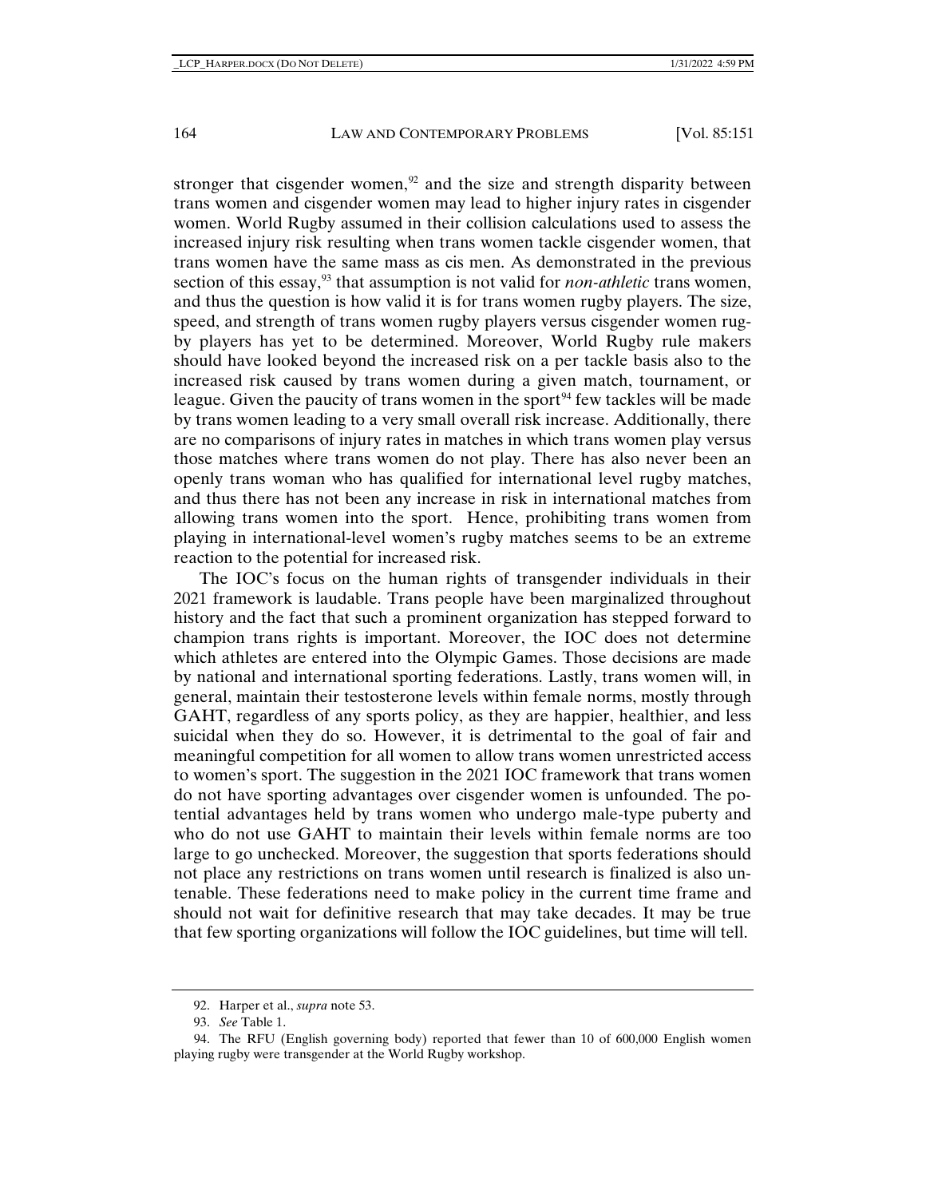stronger that cisgender women,[92] and the size and strength disparity between trans women and cisgender women may lead to higher injury rates in cisgender women. World Rugby assumed in their collision calculations used to assess the increased injury risk resulting when trans women tackle cisgender women, that trans women have the same mass as cis men. As demonstrated in the previous section of this essay,[93] that assumption is not valid for *non-athletic* trans women, and thus the question is how valid it is for trans women rugby players. The size, speed, and strength of trans women rugby players versus cisgender women rugby players has yet to be determined. Moreover, World Rugby rule makers should have looked beyond the increased risk on a per tackle basis also to the increased risk caused by trans women during a given match, tournament, or league. Given the paucity of trans women in the sport[94] few tackles will be made by trans women leading to a very small overall risk increase. Additionally, there are no comparisons of injury rates in matches in which trans women play versus those matches where trans women do not play. There has also never been an openly trans woman who has qualified for international level rugby matches, and thus there has not been any increase in risk in international matches from allowing trans women into the sport. Hence, prohibiting trans women from playing in international-level women's rugby matches seems to be an extreme reaction to the potential for increased risk.

The IOC's focus on the human rights of transgender individuals in their 2021 framework is laudable. Trans people have been marginalized throughout history and the fact that such a prominent organization has stepped forward to champion trans rights is important. Moreover, the IOC does not determine which athletes are entered into the Olympic Games. Those decisions are made by national and international sporting federations. Lastly, trans women will, in general, maintain their testosterone levels within female norms, mostly through GAHT, regardless of any sports policy, as they are happier, healthier, and less suicidal when they do so. However, it is detrimental to the goal of fair and meaningful competition for all women to allow trans women unrestricted access to women's sport. The suggestion in the 2021 IOC framework that trans women do not have sporting advantages over cisgender women is unfounded. The potential advantages held by trans women who undergo male-type puberty and who do not use GAHT to maintain their levels within female norms are too large to go unchecked. Moreover, the suggestion that sports federations should not place any restrictions on trans women until research is finalized is also untenable. These federations need to make policy in the current time frame and should not wait for definitive research that may take decades. It may be true that few sporting organizations will follow the IOC guidelines, but time will tell.

---

92. Harper et al., *supra* note 53.

93. *See* Table 1.

94. The RFU (English governing body) reported that fewer than 10 of 600,000 English women playing rugby were transgender at the World Rugby workshop.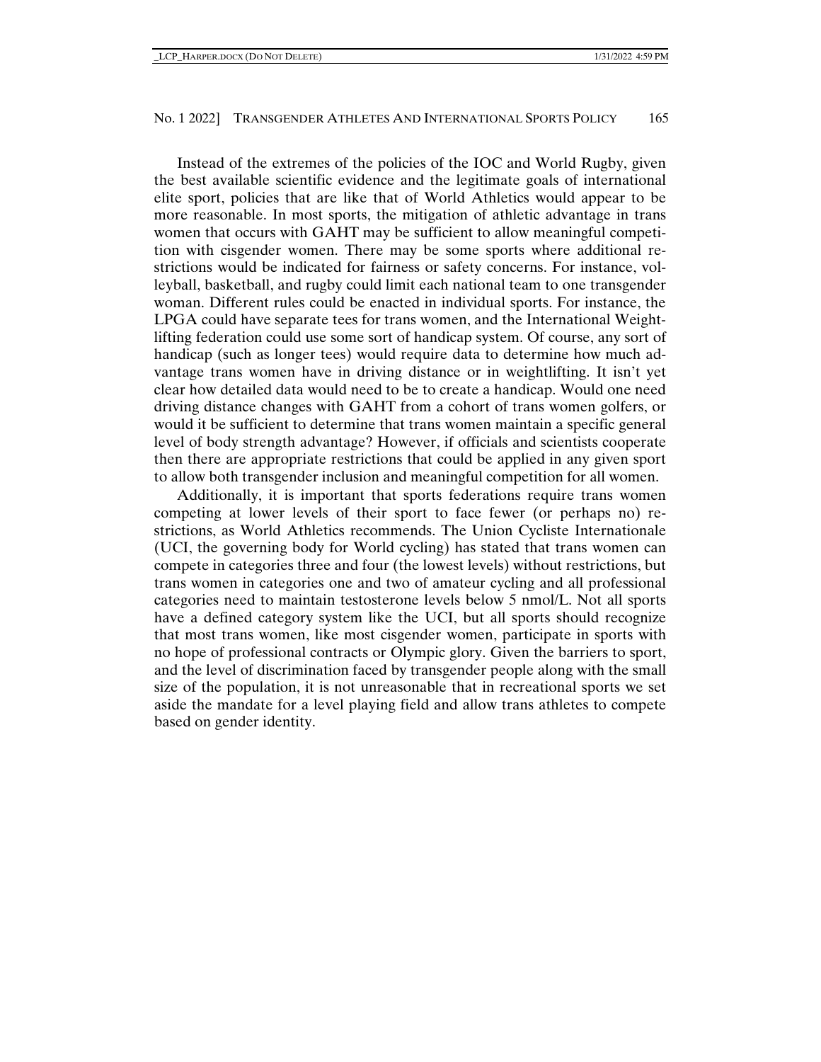Instead of the extremes of the policies of the IOC and World Rugby, given the best available scientific evidence and the legitimate goals of international elite sport, policies that are like that of World Athletics would appear to be more reasonable. In most sports, the mitigation of athletic advantage in trans women that occurs with GAHT may be sufficient to allow meaningful competition with cisgender women. There may be some sports where additional restrictions would be indicated for fairness or safety concerns. For instance, volleyball, basketball, and rugby could limit each national team to one transgender woman. Different rules could be enacted in individual sports. For instance, the LPGA could have separate tees for trans women, and the International Weightlifting federation could use some sort of handicap system. Of course, any sort of handicap (such as longer tees) would require data to determine how much advantage trans women have in driving distance or in weightlifting. It isn't yet clear how detailed data would need to be to create a handicap. Would one need driving distance changes with GAHT from a cohort of trans women golfers, or would it be sufficient to determine that trans women maintain a specific general level of body strength advantage? However, if officials and scientists cooperate then there are appropriate restrictions that could be applied in any given sport to allow both transgender inclusion and meaningful competition for all women.

Additionally, it is important that sports federations require trans women competing at lower levels of their sport to face fewer (or perhaps no) restrictions, as World Athletics recommends. The Union Cycliste Internationale (UCI, the governing body for World cycling) has stated that trans women can compete in categories three and four (the lowest levels) without restrictions, but trans women in categories one and two of amateur cycling and all professional categories need to maintain testosterone levels below 5 nmol/L. Not all sports have a defined category system like the UCI, but all sports should recognize that most trans women, like most cisgender women, participate in sports with no hope of professional contracts or Olympic glory. Given the barriers to sport, and the level of discrimination faced by transgender people along with the small size of the population, it is not unreasonable that in recreational sports we set aside the mandate for a level playing field and allow trans athletes to compete based on gender identity.